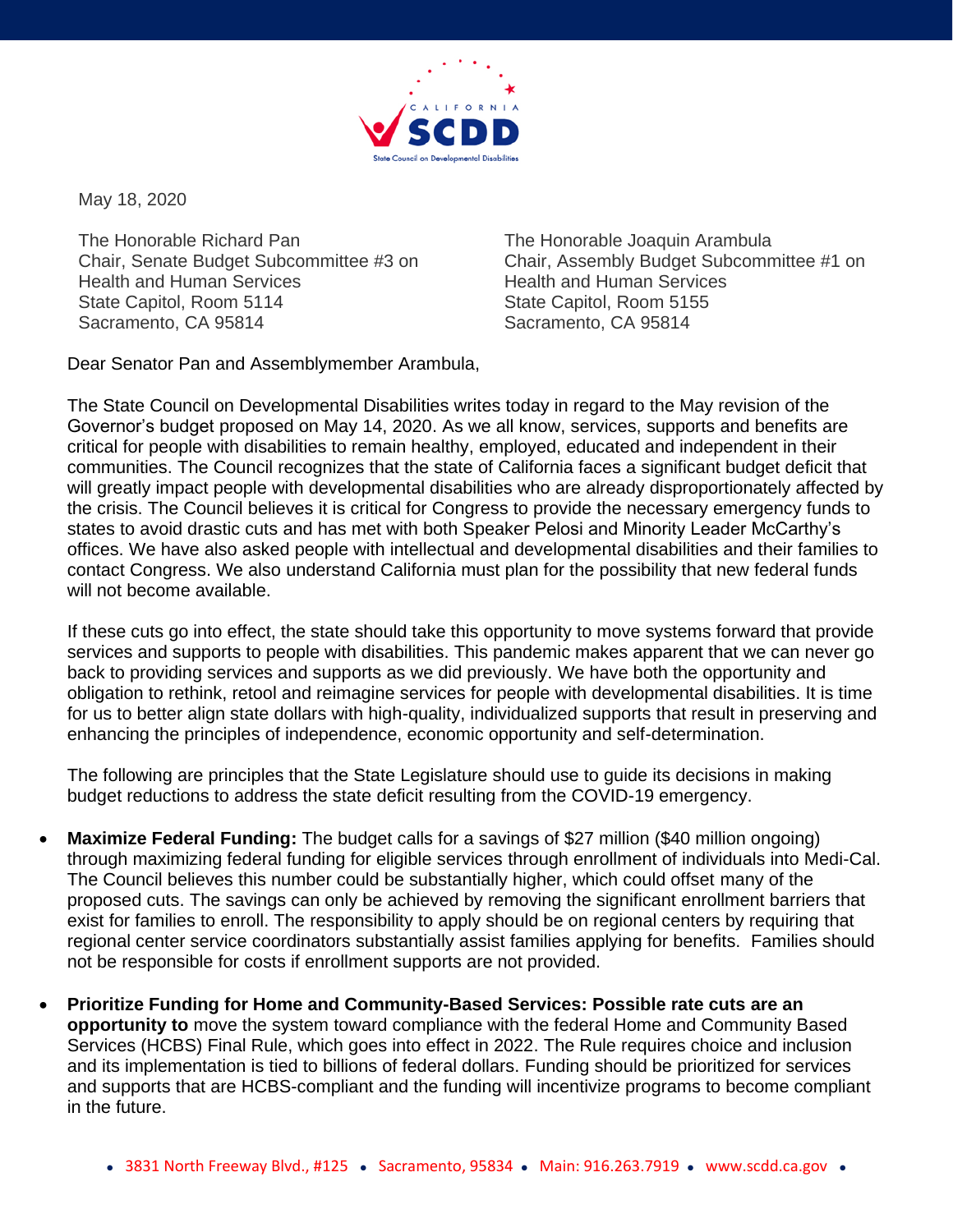May 18, 2020

The Honorable Richard Pan
Chair, Senate Budget Subcommittee #3 on Health and Human Services
State Capitol, Room 5114
Sacramento, CA 95814

The Honorable Joaquin Arambula
Chair, Assembly Budget Subcommittee #1 on Health and Human Services
State Capitol, Room 5155
Sacramento, CA 95814

Dear Senator Pan and Assemblymember Arambula,

The State Council on Developmental Disabilities writes today in regard to the May revision of the Governor's budget proposed on May 14, 2020. As we all know, services, supports and benefits are critical for people with disabilities to remain healthy, employed, educated and independent in their communities. The Council recognizes that the state of California faces a significant budget deficit that will greatly impact people with developmental disabilities who are already disproportionately affected by the crisis. The Council believes it is critical for Congress to provide the necessary emergency funds to states to avoid drastic cuts and has met with both Speaker Pelosi and Minority Leader McCarthy's offices. We have also asked people with intellectual and developmental disabilities and their families to contact Congress. We also understand California must plan for the possibility that new federal funds will not become available.

If these cuts go into effect, the state should take this opportunity to move systems forward that provide services and supports to people with disabilities. This pandemic makes apparent that we can never go back to providing services and supports as we did previously. We have both the opportunity and obligation to rethink, retool and reimagine services for people with developmental disabilities. It is time for us to better align state dollars with high-quality, individualized supports that result in preserving and enhancing the principles of independence, economic opportunity and self-determination.

The following are principles that the State Legislature should use to guide its decisions in making budget reductions to address the state deficit resulting from the COVID-19 emergency.

- **Maximize Federal Funding:** The budget calls for a savings of $27 million ($40 million ongoing) through maximizing federal funding for eligible services through enrollment of individuals into Medi-Cal. The Council believes this number could be substantially higher, which could offset many of the proposed cuts. The savings can only be achieved by removing the significant enrollment barriers that exist for families to enroll. The responsibility to apply should be on regional centers by requiring that regional center service coordinators substantially assist families applying for benefits. Families should not be responsible for costs if enrollment supports are not provided.

- **Prioritize Funding for Home and Community-Based Services: Possible rate cuts are an opportunity to** move the system toward compliance with the federal Home and Community Based Services (HCBS) Final Rule, which goes into effect in 2022. The Rule requires choice and inclusion and its implementation is tied to billions of federal dollars. Funding should be prioritized for services and supports that are HCBS-compliant and the funding will incentivize programs to become compliant in the future.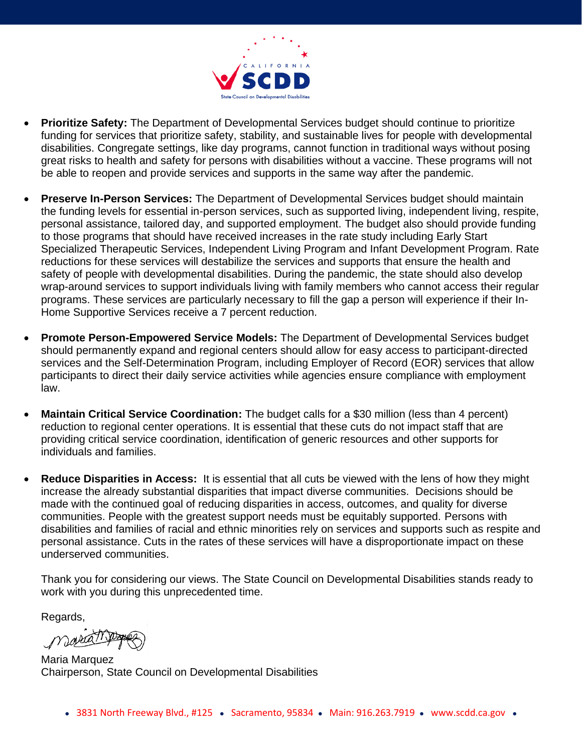- **Prioritize Safety:** The Department of Developmental Services budget should continue to prioritize funding for services that prioritize safety, stability, and sustainable lives for people with developmental disabilities. Congregate settings, like day programs, cannot function in traditional ways without posing great risks to health and safety for persons with disabilities without a vaccine. These programs will not be able to reopen and provide services and supports in the same way after the pandemic.

- **Preserve In-Person Services:** The Department of Developmental Services budget should maintain the funding levels for essential in-person services, such as supported living, independent living, respite, personal assistance, tailored day, and supported employment. The budget also should provide funding to those programs that should have received increases in the rate study including Early Start Specialized Therapeutic Services, Independent Living Program and Infant Development Program. Rate reductions for these services will destabilize the services and supports that ensure the health and safety of people with developmental disabilities. During the pandemic, the state should also develop wrap-around services to support individuals living with family members who cannot access their regular programs. These services are particularly necessary to fill the gap a person will experience if their In-Home Supportive Services receive a 7 percent reduction.

- **Promote Person-Empowered Service Models:** The Department of Developmental Services budget should permanently expand and regional centers should allow for easy access to participant-directed services and the Self-Determination Program, including Employer of Record (EOR) services that allow participants to direct their daily service activities while agencies ensure compliance with employment law.

- **Maintain Critical Service Coordination:** The budget calls for a $30 million (less than 4 percent) reduction to regional center operations. It is essential that these cuts do not impact staff that are providing critical service coordination, identification of generic resources and other supports for individuals and families.

- **Reduce Disparities in Access:** It is essential that all cuts be viewed with the lens of how they might increase the already substantial disparities that impact diverse communities. Decisions should be made with the continued goal of reducing disparities in access, outcomes, and quality for diverse communities. People with the greatest support needs must be equitably supported. Persons with disabilities and families of racial and ethnic minorities rely on services and supports such as respite and personal assistance. Cuts in the rates of these services will have a disproportionate impact on these underserved communities.

Thank you for considering our views. The State Council on Developmental Disabilities stands ready to work with you during this unprecedented time.

Regards,

Maria Marquez
Chairperson, State Council on Developmental Disabilities

3831 North Freeway Blvd., #125 • Sacramento, 95834 • Main: 916.263.7919 • www.scdd.ca.gov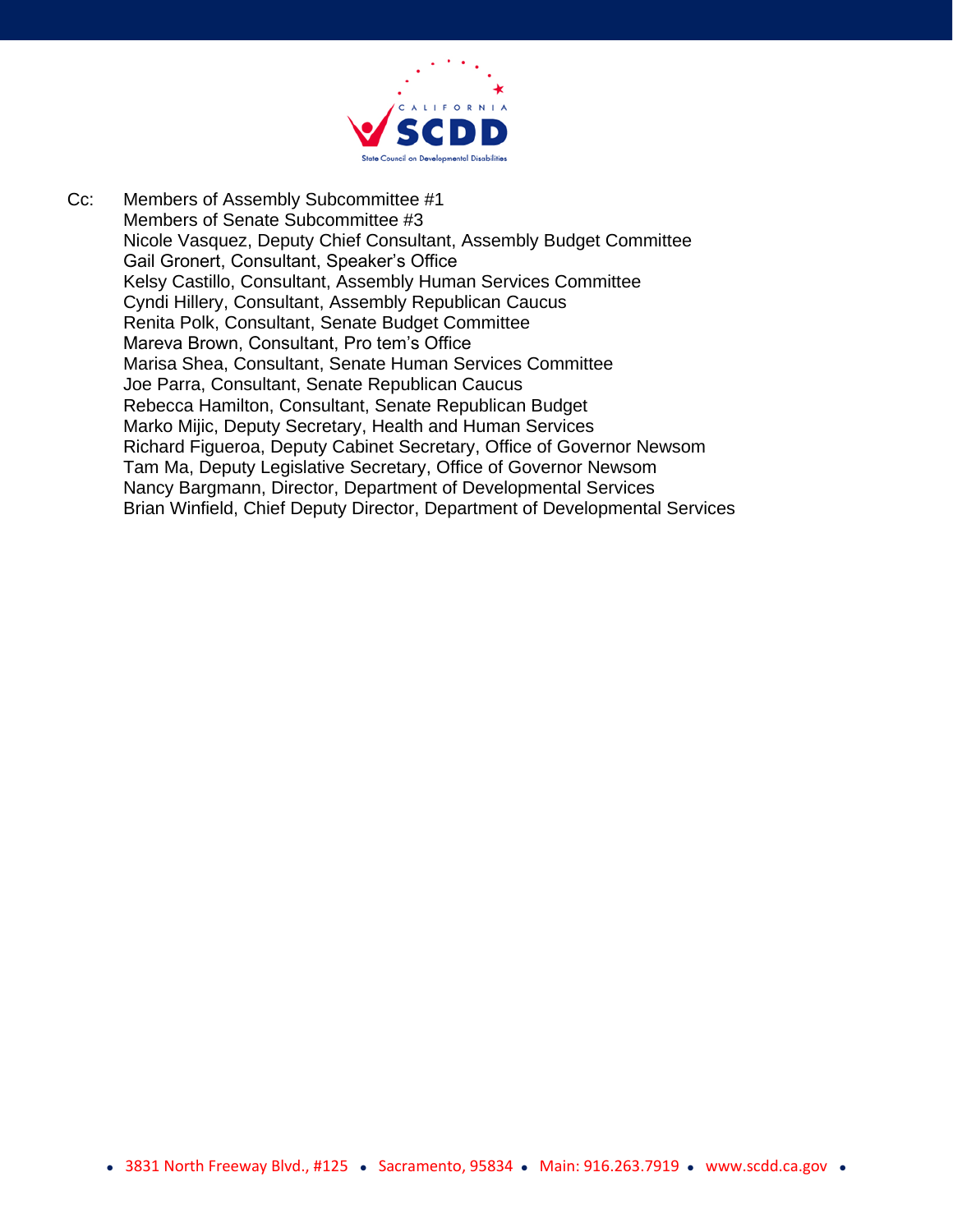Cc: Members of Assembly Subcommittee #1
Members of Senate Subcommittee #3
Nicole Vasquez, Deputy Chief Consultant, Assembly Budget Committee
Gail Gronert, Consultant, Speaker's Office
Kelsy Castillo, Consultant, Assembly Human Services Committee
Cyndi Hillery, Consultant, Assembly Republican Caucus
Renita Polk, Consultant, Senate Budget Committee
Mareva Brown, Consultant, Pro tem's Office
Marisa Shea, Consultant, Senate Human Services Committee
Joe Parra, Consultant, Senate Republican Caucus
Rebecca Hamilton, Consultant, Senate Republican Budget
Marko Mijic, Deputy Secretary, Health and Human Services
Richard Figueroa, Deputy Cabinet Secretary, Office of Governor Newsom
Tam Ma, Deputy Legislative Secretary, Office of Governor Newsom
Nancy Bargmann, Director, Department of Developmental Services
Brian Winfield, Chief Deputy Director, Department of Developmental Services